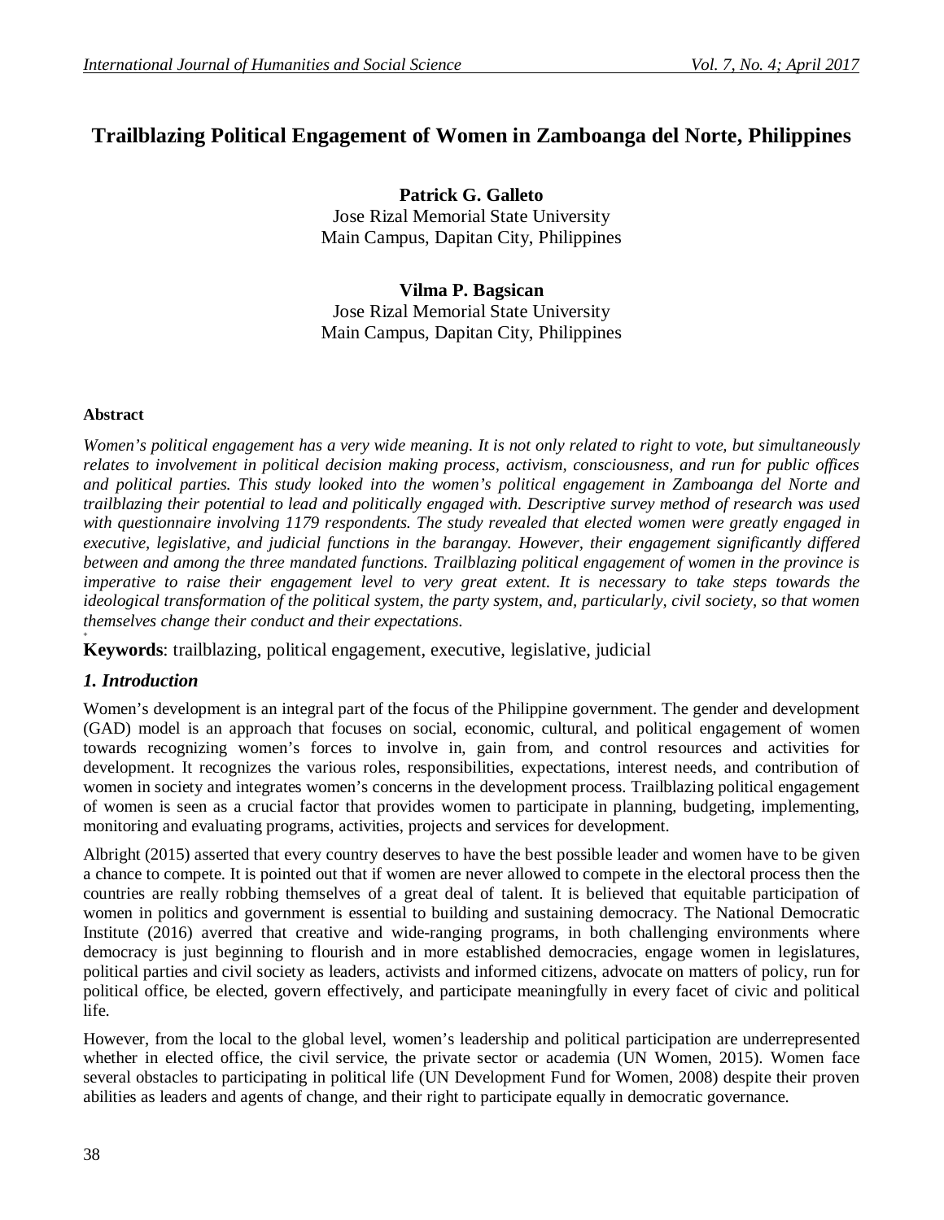# Trailblazing Political Engagement of Women in Zamboanga del Norte, Philippines

**Patrick G. Galleto**
Jose Rizal Memorial State University
Main Campus, Dapitan City, Philippines

**Vilma P. Bagsican**
Jose Rizal Memorial State University
Main Campus, Dapitan City, Philippines

**Abstract**

*Women's political engagement has a very wide meaning. It is not only related to right to vote, but simultaneously relates to involvement in political decision making process, activism, consciousness, and run for public offices and political parties. This study looked into the women's political engagement in Zamboanga del Norte and trailblazing their potential to lead and politically engaged with. Descriptive survey method of research was used with questionnaire involving 1179 respondents. The study revealed that elected women were greatly engaged in executive, legislative, and judicial functions in the barangay. However, their engagement significantly differed between and among the three mandated functions. Trailblazing political engagement of women in the province is imperative to raise their engagement level to very great extent. It is necessary to take steps towards the ideological transformation of the political system, the party system, and, particularly, civil society, so that women themselves change their conduct and their expectations.*

**Keywords**: trailblazing, political engagement, executive, legislative, judicial

## *1. Introduction*

Women's development is an integral part of the focus of the Philippine government. The gender and development (GAD) model is an approach that focuses on social, economic, cultural, and political engagement of women towards recognizing women's forces to involve in, gain from, and control resources and activities for development. It recognizes the various roles, responsibilities, expectations, interest needs, and contribution of women in society and integrates women's concerns in the development process. Trailblazing political engagement of women is seen as a crucial factor that provides women to participate in planning, budgeting, implementing, monitoring and evaluating programs, activities, projects and services for development.

Albright (2015) asserted that every country deserves to have the best possible leader and women have to be given a chance to compete. It is pointed out that if women are never allowed to compete in the electoral process then the countries are really robbing themselves of a great deal of talent. It is believed that equitable participation of women in politics and government is essential to building and sustaining democracy. The National Democratic Institute (2016) averred that creative and wide-ranging programs, in both challenging environments where democracy is just beginning to flourish and in more established democracies, engage women in legislatures, political parties and civil society as leaders, activists and informed citizens, advocate on matters of policy, run for political office, be elected, govern effectively, and participate meaningfully in every facet of civic and political life.

However, from the local to the global level, women's leadership and political participation are underrepresented whether in elected office, the civil service, the private sector or academia (UN Women, 2015). Women face several obstacles to participating in political life (UN Development Fund for Women, 2008) despite their proven abilities as leaders and agents of change, and their right to participate equally in democratic governance.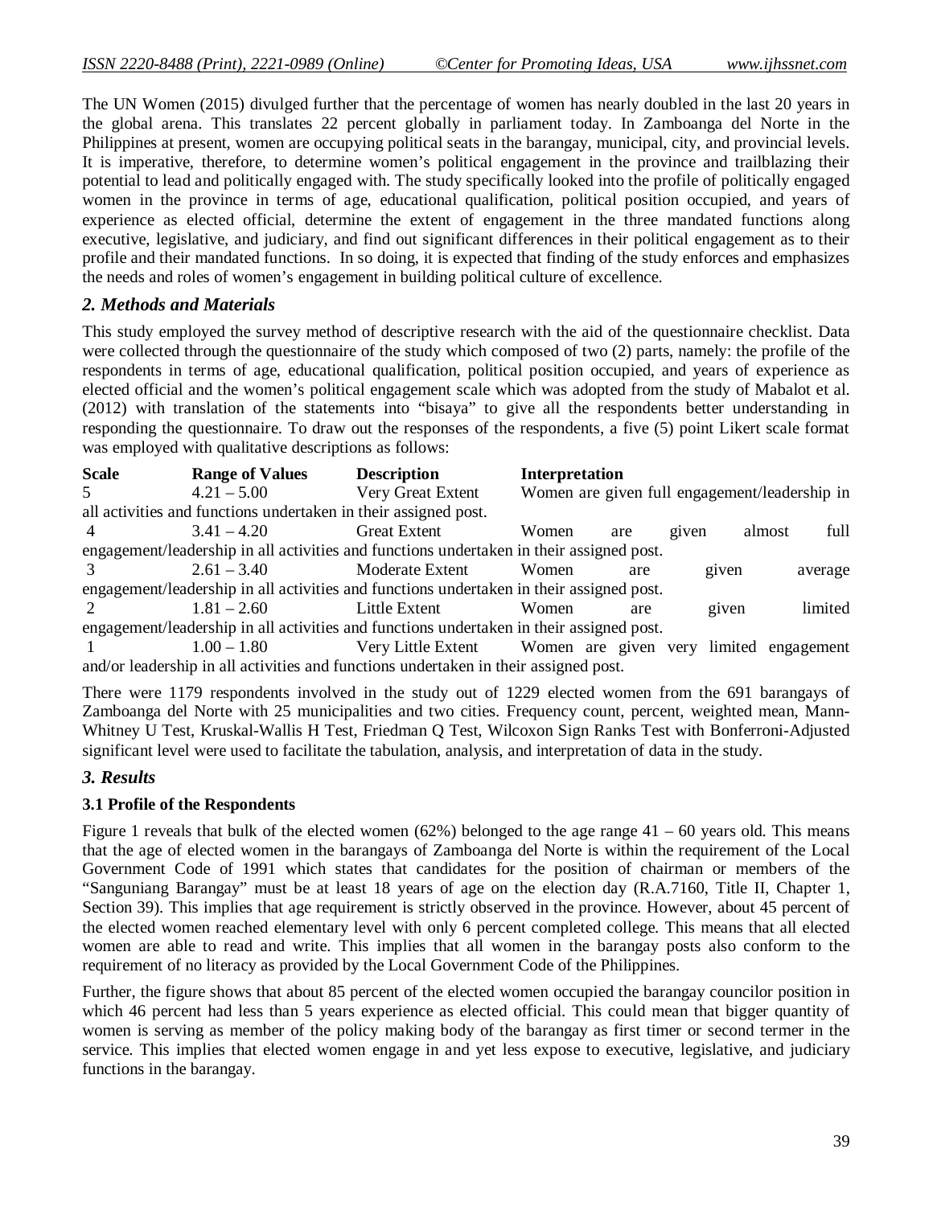The UN Women (2015) divulged further that the percentage of women has nearly doubled in the last 20 years in the global arena. This translates 22 percent globally in parliament today. In Zamboanga del Norte in the Philippines at present, women are occupying political seats in the barangay, municipal, city, and provincial levels. It is imperative, therefore, to determine women's political engagement in the province and trailblazing their potential to lead and politically engaged with. The study specifically looked into the profile of politically engaged women in the province in terms of age, educational qualification, political position occupied, and years of experience as elected official, determine the extent of engagement in the three mandated functions along executive, legislative, and judiciary, and find out significant differences in their political engagement as to their profile and their mandated functions. In so doing, it is expected that finding of the study enforces and emphasizes the needs and roles of women's engagement in building political culture of excellence.

## *2. Methods and Materials*

This study employed the survey method of descriptive research with the aid of the questionnaire checklist. Data were collected through the questionnaire of the study which composed of two (2) parts, namely: the profile of the respondents in terms of age, educational qualification, political position occupied, and years of experience as elected official and the women's political engagement scale which was adopted from the study of Mabalot et al. (2012) with translation of the statements into "bisaya" to give all the respondents better understanding in responding the questionnaire. To draw out the responses of the respondents, a five (5) point Likert scale format was employed with qualitative descriptions as follows:

| Scale | Range of Values | Description | Interpretation |
|---|---|---|---|
| 5 | 4.21 – 5.00 | Very Great Extent | Women are given full engagement/leadership in all activities and functions undertaken in their assigned post. |
| 4 | 3.41 – 4.20 | Great Extent | Women are given almost full engagement/leadership in all activities and functions undertaken in their assigned post. |
| 3 | 2.61 – 3.40 | Moderate Extent | Women are given average engagement/leadership in all activities and functions undertaken in their assigned post. |
| 2 | 1.81 – 2.60 | Little Extent | Women are given limited engagement/leadership in all activities and functions undertaken in their assigned post. |
| 1 | 1.00 – 1.80 | Very Little Extent | Women are given very limited engagement and/or leadership in all activities and functions undertaken in their assigned post. |

There were 1179 respondents involved in the study out of 1229 elected women from the 691 barangays of Zamboanga del Norte with 25 municipalities and two cities. Frequency count, percent, weighted mean, Mann-Whitney U Test, Kruskal-Wallis H Test, Friedman Q Test, Wilcoxon Sign Ranks Test with Bonferroni-Adjusted significant level were used to facilitate the tabulation, analysis, and interpretation of data in the study.

## *3. Results*

### 3.1 Profile of the Respondents

Figure 1 reveals that bulk of the elected women (62%) belonged to the age range 41 – 60 years old. This means that the age of elected women in the barangays of Zamboanga del Norte is within the requirement of the Local Government Code of 1991 which states that candidates for the position of chairman or members of the "Sanguniang Barangay" must be at least 18 years of age on the election day (R.A.7160, Title II, Chapter 1, Section 39). This implies that age requirement is strictly observed in the province. However, about 45 percent of the elected women reached elementary level with only 6 percent completed college. This means that all elected women are able to read and write. This implies that all women in the barangay posts also conform to the requirement of no literacy as provided by the Local Government Code of the Philippines.

Further, the figure shows that about 85 percent of the elected women occupied the barangay councilor position in which 46 percent had less than 5 years experience as elected official. This could mean that bigger quantity of women is serving as member of the policy making body of the barangay as first timer or second termer in the service. This implies that elected women engage in and yet less expose to executive, legislative, and judiciary functions in the barangay.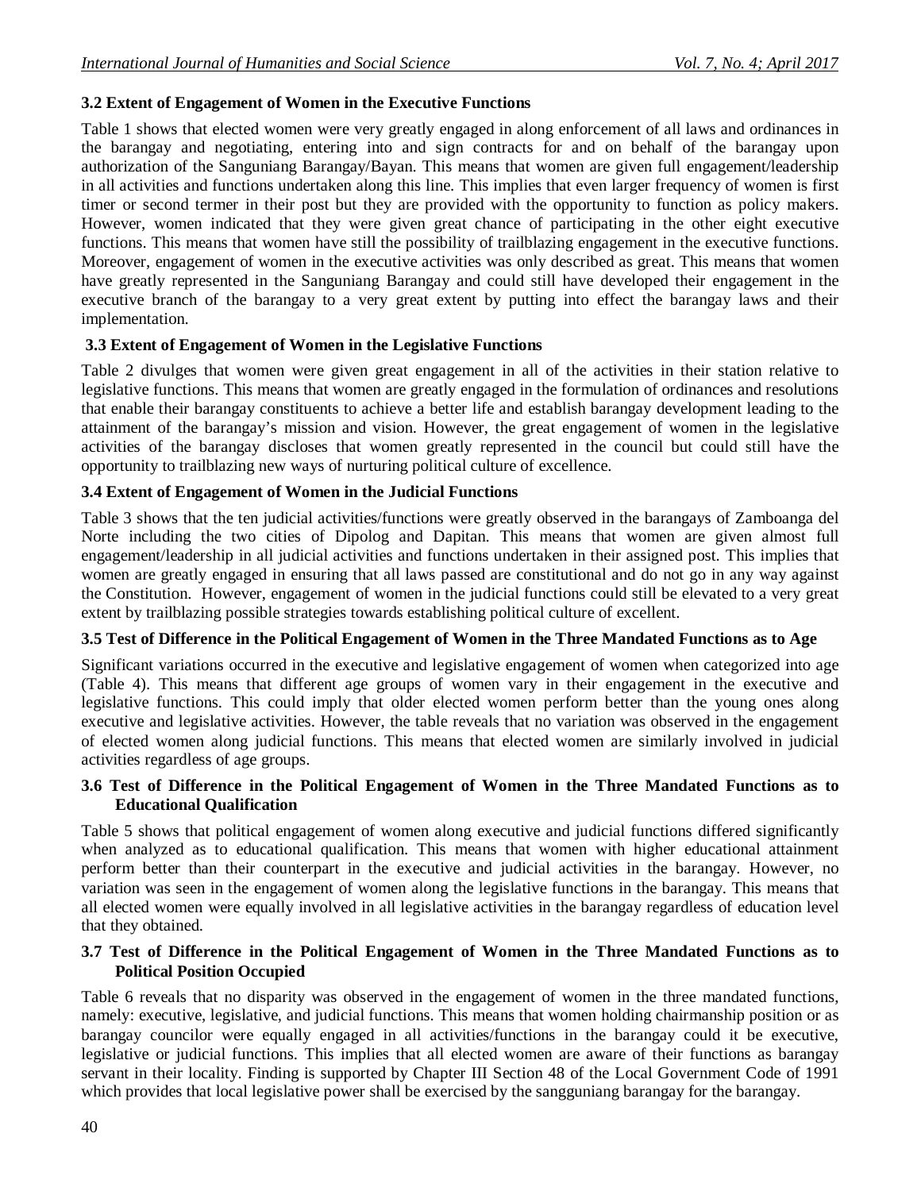### 3.2 Extent of Engagement of Women in the Executive Functions

Table 1 shows that elected women were very greatly engaged in along enforcement of all laws and ordinances in the barangay and negotiating, entering into and sign contracts for and on behalf of the barangay upon authorization of the Sanguniang Barangay/Bayan. This means that women are given full engagement/leadership in all activities and functions undertaken along this line. This implies that even larger frequency of women is first timer or second termer in their post but they are provided with the opportunity to function as policy makers. However, women indicated that they were given great chance of participating in the other eight executive functions. This means that women have still the possibility of trailblazing engagement in the executive functions. Moreover, engagement of women in the executive activities was only described as great. This means that women have greatly represented in the Sanguniang Barangay and could still have developed their engagement in the executive branch of the barangay to a very great extent by putting into effect the barangay laws and their implementation.

### 3.3 Extent of Engagement of Women in the Legislative Functions

Table 2 divulges that women were given great engagement in all of the activities in their station relative to legislative functions. This means that women are greatly engaged in the formulation of ordinances and resolutions that enable their barangay constituents to achieve a better life and establish barangay development leading to the attainment of the barangay's mission and vision. However, the great engagement of women in the legislative activities of the barangay discloses that women greatly represented in the council but could still have the opportunity to trailblazing new ways of nurturing political culture of excellence.

### 3.4 Extent of Engagement of Women in the Judicial Functions

Table 3 shows that the ten judicial activities/functions were greatly observed in the barangays of Zamboanga del Norte including the two cities of Dipolog and Dapitan. This means that women are given almost full engagement/leadership in all judicial activities and functions undertaken in their assigned post. This implies that women are greatly engaged in ensuring that all laws passed are constitutional and do not go in any way against the Constitution. However, engagement of women in the judicial functions could still be elevated to a very great extent by trailblazing possible strategies towards establishing political culture of excellent.

### 3.5 Test of Difference in the Political Engagement of Women in the Three Mandated Functions as to Age

Significant variations occurred in the executive and legislative engagement of women when categorized into age (Table 4). This means that different age groups of women vary in their engagement in the executive and legislative functions. This could imply that older elected women perform better than the young ones along executive and legislative activities. However, the table reveals that no variation was observed in the engagement of elected women along judicial functions. This means that elected women are similarly involved in judicial activities regardless of age groups.

### 3.6 Test of Difference in the Political Engagement of Women in the Three Mandated Functions as to Educational Qualification

Table 5 shows that political engagement of women along executive and judicial functions differed significantly when analyzed as to educational qualification. This means that women with higher educational attainment perform better than their counterpart in the executive and judicial activities in the barangay. However, no variation was seen in the engagement of women along the legislative functions in the barangay. This means that all elected women were equally involved in all legislative activities in the barangay regardless of education level that they obtained.

### 3.7 Test of Difference in the Political Engagement of Women in the Three Mandated Functions as to Political Position Occupied

Table 6 reveals that no disparity was observed in the engagement of women in the three mandated functions, namely: executive, legislative, and judicial functions. This means that women holding chairmanship position or as barangay councilor were equally engaged in all activities/functions in the barangay could it be executive, legislative or judicial functions. This implies that all elected women are aware of their functions as barangay servant in their locality. Finding is supported by Chapter III Section 48 of the Local Government Code of 1991 which provides that local legislative power shall be exercised by the sangguniang barangay for the barangay.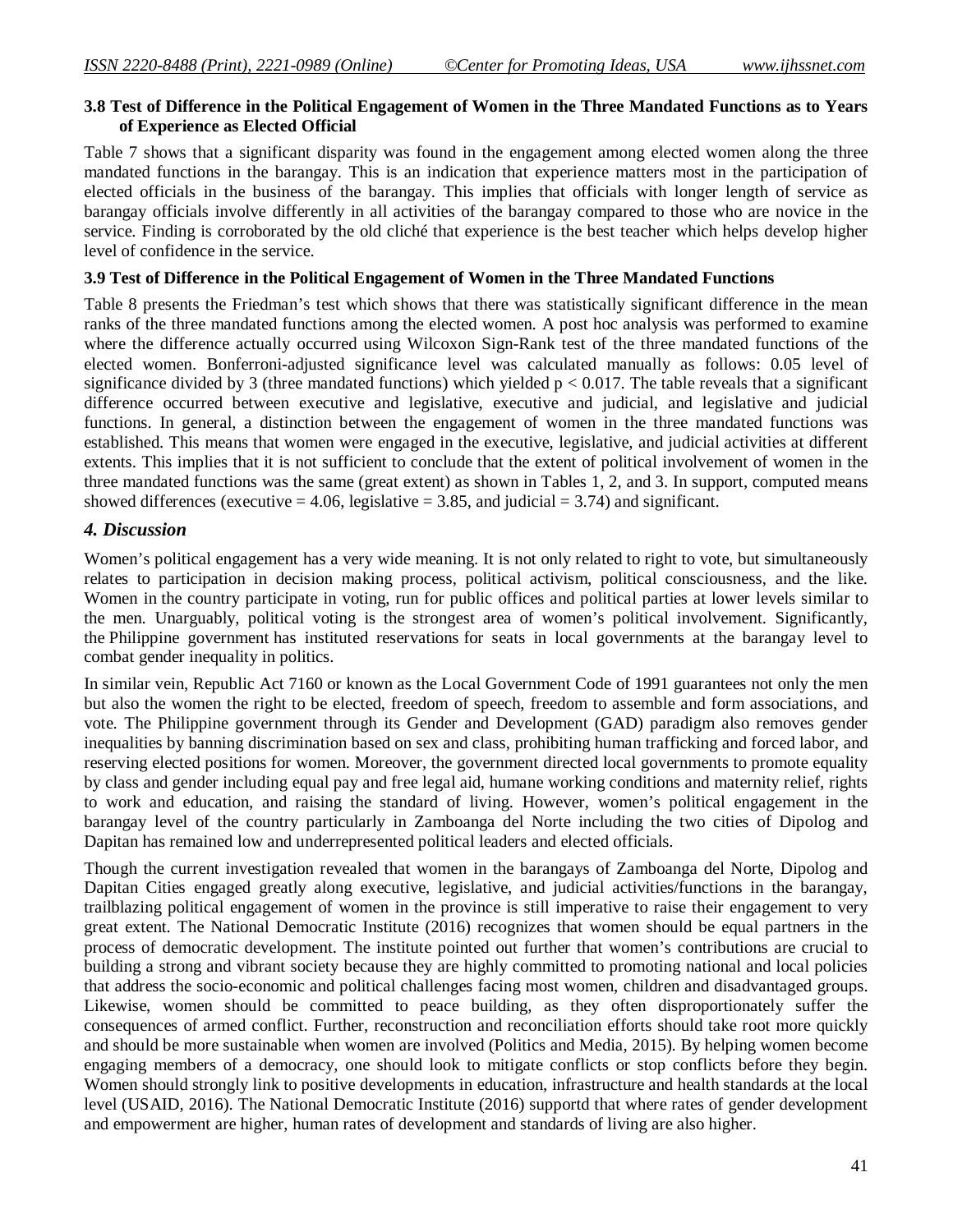### 3.8 Test of Difference in the Political Engagement of Women in the Three Mandated Functions as to Years of Experience as Elected Official

Table 7 shows that a significant disparity was found in the engagement among elected women along the three mandated functions in the barangay. This is an indication that experience matters most in the participation of elected officials in the business of the barangay. This implies that officials with longer length of service as barangay officials involve differently in all activities of the barangay compared to those who are novice in the service. Finding is corroborated by the old cliché that experience is the best teacher which helps develop higher level of confidence in the service.

### 3.9 Test of Difference in the Political Engagement of Women in the Three Mandated Functions

Table 8 presents the Friedman's test which shows that there was statistically significant difference in the mean ranks of the three mandated functions among the elected women. A post hoc analysis was performed to examine where the difference actually occurred using Wilcoxon Sign-Rank test of the three mandated functions of the elected women. Bonferroni-adjusted significance level was calculated manually as follows: 0.05 level of significance divided by 3 (three mandated functions) which yielded $p < 0.017$. The table reveals that a significant difference occurred between executive and legislative, executive and judicial, and legislative and judicial functions. In general, a distinction between the engagement of women in the three mandated functions was established. This means that women were engaged in the executive, legislative, and judicial activities at different extents. This implies that it is not sufficient to conclude that the extent of political involvement of women in the three mandated functions was the same (great extent) as shown in Tables 1, 2, and 3. In support, computed means showed differences (executive = 4.06, legislative = 3.85, and judicial = 3.74) and significant.

## *4. Discussion*

Women's political engagement has a very wide meaning. It is not only related to right to vote, but simultaneously relates to participation in decision making process, political activism, political consciousness, and the like. Women in the country participate in voting, run for public offices and political parties at lower levels similar to the men. Unarguably, political voting is the strongest area of women's political involvement. Significantly, the Philippine government has instituted reservations for seats in local governments at the barangay level to combat gender inequality in politics.

In similar vein, Republic Act 7160 or known as the Local Government Code of 1991 guarantees not only the men but also the women the right to be elected, freedom of speech, freedom to assemble and form associations, and vote. The Philippine government through its Gender and Development (GAD) paradigm also removes gender inequalities by banning discrimination based on sex and class, prohibiting human trafficking and forced labor, and reserving elected positions for women. Moreover, the government directed local governments to promote equality by class and gender including equal pay and free legal aid, humane working conditions and maternity relief, rights to work and education, and raising the standard of living. However, women's political engagement in the barangay level of the country particularly in Zamboanga del Norte including the two cities of Dipolog and Dapitan has remained low and underrepresented political leaders and elected officials.

Though the current investigation revealed that women in the barangays of Zamboanga del Norte, Dipolog and Dapitan Cities engaged greatly along executive, legislative, and judicial activities/functions in the barangay, trailblazing political engagement of women in the province is still imperative to raise their engagement to very great extent. The National Democratic Institute (2016) recognizes that women should be equal partners in the process of democratic development. The institute pointed out further that women's contributions are crucial to building a strong and vibrant society because they are highly committed to promoting national and local policies that address the socio-economic and political challenges facing most women, children and disadvantaged groups. Likewise, women should be committed to peace building, as they often disproportionately suffer the consequences of armed conflict. Further, reconstruction and reconciliation efforts should take root more quickly and should be more sustainable when women are involved (Politics and Media, 2015). By helping women become engaging members of a democracy, one should look to mitigate conflicts or stop conflicts before they begin. Women should strongly link to positive developments in education, infrastructure and health standards at the local level (USAID, 2016). The National Democratic Institute (2016) supportd that where rates of gender development and empowerment are higher, human rates of development and standards of living are also higher.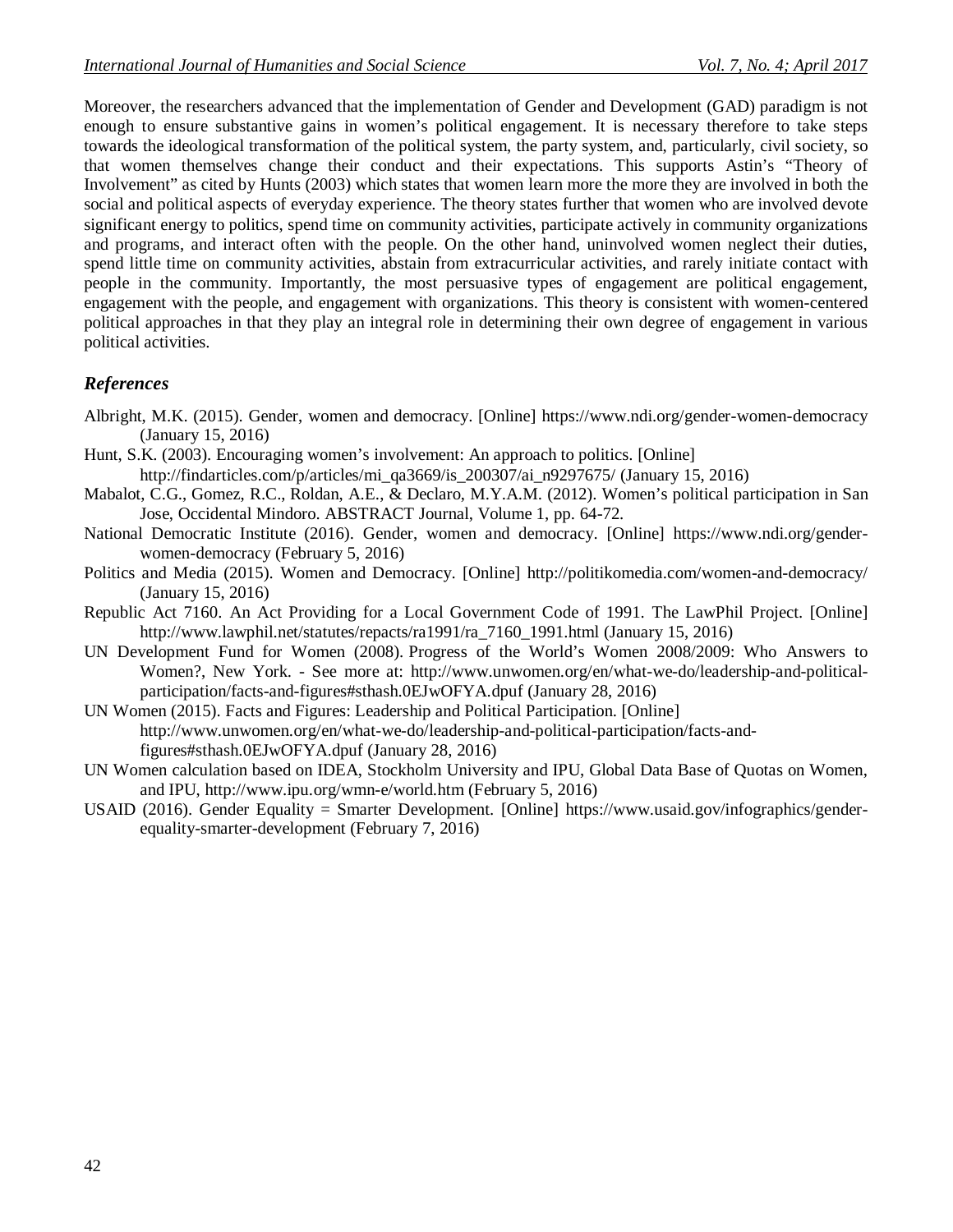Moreover, the researchers advanced that the implementation of Gender and Development (GAD) paradigm is not enough to ensure substantive gains in women's political engagement. It is necessary therefore to take steps towards the ideological transformation of the political system, the party system, and, particularly, civil society, so that women themselves change their conduct and their expectations. This supports Astin's "Theory of Involvement" as cited by Hunts (2003) which states that women learn more the more they are involved in both the social and political aspects of everyday experience. The theory states further that women who are involved devote significant energy to politics, spend time on community activities, participate actively in community organizations and programs, and interact often with the people. On the other hand, uninvolved women neglect their duties, spend little time on community activities, abstain from extracurricular activities, and rarely initiate contact with people in the community. Importantly, the most persuasive types of engagement are political engagement, engagement with the people, and engagement with organizations. This theory is consistent with women-centered political approaches in that they play an integral role in determining their own degree of engagement in various political activities.

## *References*

Albright, M.K. (2015). Gender, women and democracy. [Online] https://www.ndi.org/gender-women-democracy (January 15, 2016)

Hunt, S.K. (2003). Encouraging women's involvement: An approach to politics. [Online] http://findarticles.com/p/articles/mi_qa3669/is_200307/ai_n9297675/ (January 15, 2016)

Mabalot, C.G., Gomez, R.C., Roldan, A.E., & Declaro, M.Y.A.M. (2012). Women's political participation in San Jose, Occidental Mindoro. ABSTRACT Journal, Volume 1, pp. 64-72.

National Democratic Institute (2016). Gender, women and democracy. [Online] https://www.ndi.org/gender-women-democracy (February 5, 2016)

Politics and Media (2015). Women and Democracy. [Online] http://politikomedia.com/women-and-democracy/ (January 15, 2016)

Republic Act 7160. An Act Providing for a Local Government Code of 1991. The LawPhil Project. [Online] http://www.lawphil.net/statutes/repacts/ra1991/ra_7160_1991.html (January 15, 2016)

UN Development Fund for Women (2008). Progress of the World's Women 2008/2009: Who Answers to Women?, New York. - See more at: http://www.unwomen.org/en/what-we-do/leadership-and-political-participation/facts-and-figures#sthash.0EJwOFYA.dpuf (January 28, 2016)

UN Women (2015). Facts and Figures: Leadership and Political Participation. [Online] http://www.unwomen.org/en/what-we-do/leadership-and-political-participation/facts-and-figures#sthash.0EJwOFYA.dpuf (January 28, 2016)

UN Women calculation based on IDEA, Stockholm University and IPU, Global Data Base of Quotas on Women, and IPU, http://www.ipu.org/wmn-e/world.htm (February 5, 2016)

USAID (2016). Gender Equality = Smarter Development. [Online] https://www.usaid.gov/infographics/gender-equality-smarter-development (February 7, 2016)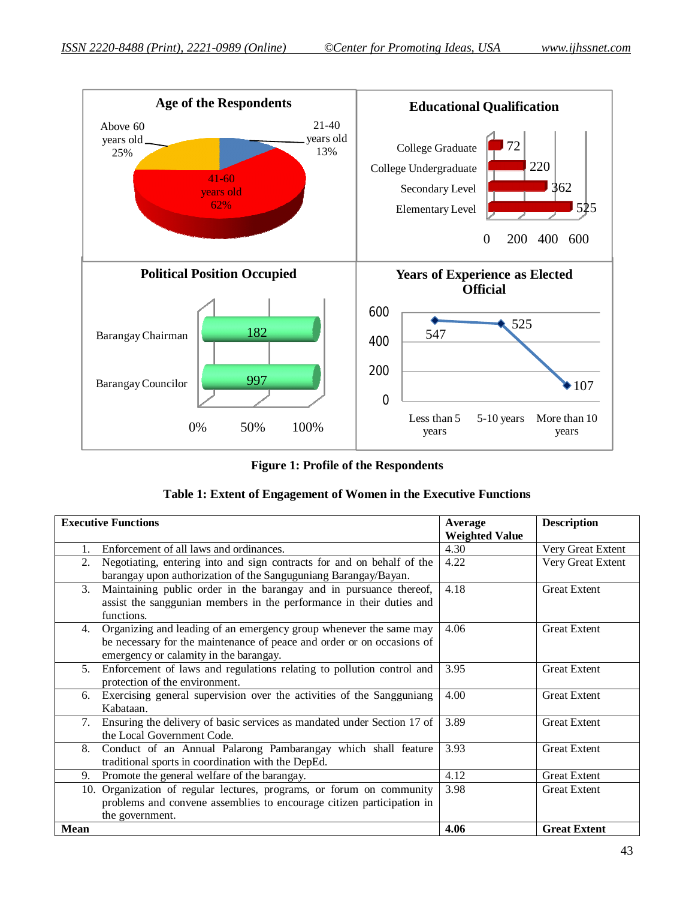**Figure 1: Profile of the Respondents**

**Table 1: Extent of Engagement of Women in the Executive Functions**

| Executive Functions | Average Weighted Value | Description |
|---|---|---|
| 1. Enforcement of all laws and ordinances. | 4.30 | Very Great Extent |
| 2. Negotiating, entering into and sign contracts for and on behalf of the barangay upon authorization of the Sanguguniang Barangay/Bayan. | 4.22 | Very Great Extent |
| 3. Maintaining public order in the barangay and in pursuance thereof, assist the sanggunian members in the performance in their duties and functions. | 4.18 | Great Extent |
| 4. Organizing and leading of an emergency group whenever the same may be necessary for the maintenance of peace and order or on occasions of emergency or calamity in the barangay. | 4.06 | Great Extent |
| 5. Enforcement of laws and regulations relating to pollution control and protection of the environment. | 3.95 | Great Extent |
| 6. Exercising general supervision over the activities of the Sangguniang Kabataan. | 4.00 | Great Extent |
| 7. Ensuring the delivery of basic services as mandated under Section 17 of the Local Government Code. | 3.89 | Great Extent |
| 8. Conduct of an Annual Palarong Pambarangay which shall feature traditional sports in coordination with the DepEd. | 3.93 | Great Extent |
| 9. Promote the general welfare of the barangay. | 4.12 | Great Extent |
| 10. Organization of regular lectures, programs, or forum on community problems and convene assemblies to encourage citizen participation in the government. | 3.98 | Great Extent |
| **Mean** | **4.06** | **Great Extent** |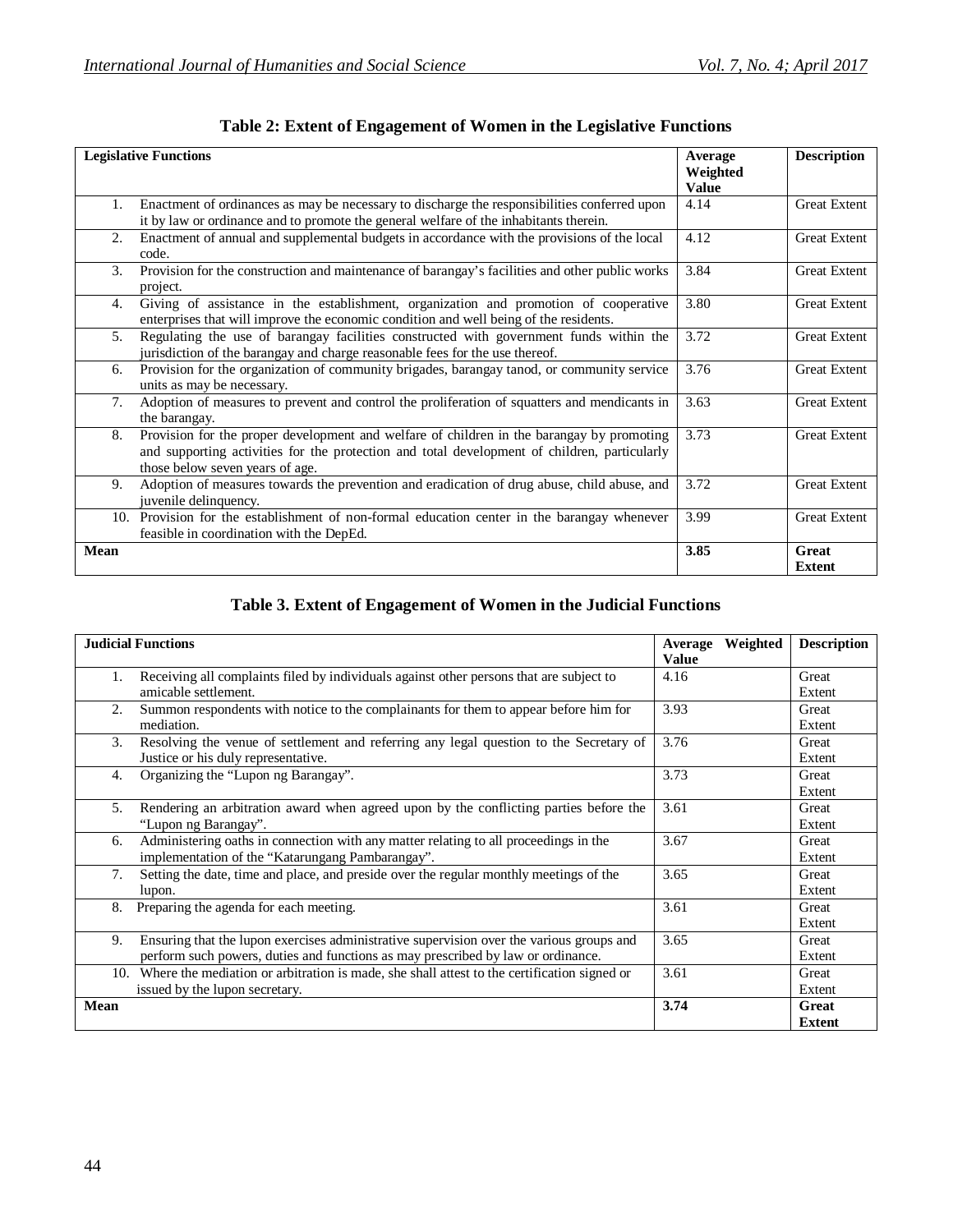**Table 2: Extent of Engagement of Women in the Legislative Functions**

| Legislative Functions | Average Weighted Value | Description |
|---|---|---|
| 1. Enactment of ordinances as may be necessary to discharge the responsibilities conferred upon it by law or ordinance and to promote the general welfare of the inhabitants therein. | 4.14 | Great Extent |
| 2. Enactment of annual and supplemental budgets in accordance with the provisions of the local code. | 4.12 | Great Extent |
| 3. Provision for the construction and maintenance of barangay's facilities and other public works project. | 3.84 | Great Extent |
| 4. Giving of assistance in the establishment, organization and promotion of cooperative enterprises that will improve the economic condition and well being of the residents. | 3.80 | Great Extent |
| 5. Regulating the use of barangay facilities constructed with government funds within the jurisdiction of the barangay and charge reasonable fees for the use thereof. | 3.72 | Great Extent |
| 6. Provision for the organization of community brigades, barangay tanod, or community service units as may be necessary. | 3.76 | Great Extent |
| 7. Adoption of measures to prevent and control the proliferation of squatters and mendicants in the barangay. | 3.63 | Great Extent |
| 8. Provision for the proper development and welfare of children in the barangay by promoting and supporting activities for the protection and total development of children, particularly those below seven years of age. | 3.73 | Great Extent |
| 9. Adoption of measures towards the prevention and eradication of drug abuse, child abuse, and juvenile delinquency. | 3.72 | Great Extent |
| 10. Provision for the establishment of non-formal education center in the barangay whenever feasible in coordination with the DepEd. | 3.99 | Great Extent |
| **Mean** | **3.85** | **Great Extent** |

**Table 3. Extent of Engagement of Women in the Judicial Functions**

| Judicial Functions | Average Weighted Value | Description |
|---|---|---|
| 1. Receiving all complaints filed by individuals against other persons that are subject to amicable settlement. | 4.16 | Great Extent |
| 2. Summon respondents with notice to the complainants for them to appear before him for mediation. | 3.93 | Great Extent |
| 3. Resolving the venue of settlement and referring any legal question to the Secretary of Justice or his duly representative. | 3.76 | Great Extent |
| 4. Organizing the "Lupon ng Barangay". | 3.73 | Great Extent |
| 5. Rendering an arbitration award when agreed upon by the conflicting parties before the "Lupon ng Barangay". | 3.61 | Great Extent |
| 6. Administering oaths in connection with any matter relating to all proceedings in the implementation of the "Katarungang Pambarangay". | 3.67 | Great Extent |
| 7. Setting the date, time and place, and preside over the regular monthly meetings of the lupon. | 3.65 | Great Extent |
| 8. Preparing the agenda for each meeting. | 3.61 | Great Extent |
| 9. Ensuring that the lupon exercises administrative supervision over the various groups and perform such powers, duties and functions as may prescribed by law or ordinance. | 3.65 | Great Extent |
| 10. Where the mediation or arbitration is made, she shall attest to the certification signed or issued by the lupon secretary. | 3.61 | Great Extent |
| **Mean** | **3.74** | **Great Extent** |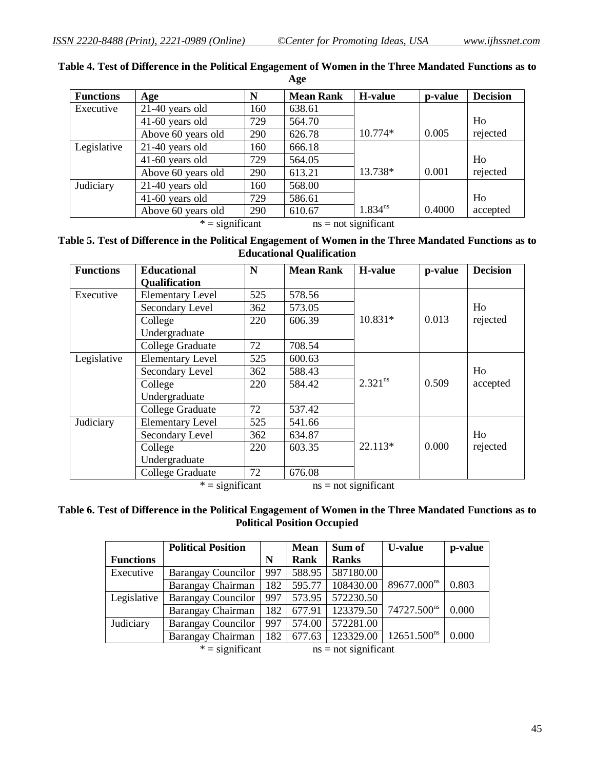**Table 4. Test of Difference in the Political Engagement of Women in the Three Mandated Functions as to Age**

| Functions | Age | N | Mean Rank | H-value | p-value | Decision |
|---|---|---|---|---|---|---|
| Executive | 21-40 years old | 160 | 638.61 | | | |
| | 41-60 years old | 729 | 564.70 | | | Ho |
| | Above 60 years old | 290 | 626.78 | 10.774* | 0.005 | rejected |
| Legislative | 21-40 years old | 160 | 666.18 | | | |
| | 41-60 years old | 729 | 564.05 | | | Ho |
| | Above 60 years old | 290 | 613.21 | 13.738* | 0.001 | rejected |
| Judiciary | 21-40 years old | 160 | 568.00 | | | |
| | 41-60 years old | 729 | 586.61 | | | Ho |
| | Above 60 years old | 290 | 610.67 | 1.834ns | 0.4000 | accepted |

* = significant ns = not significant

**Table 5. Test of Difference in the Political Engagement of Women in the Three Mandated Functions as to Educational Qualification**

| Functions | Educational Qualification | N | Mean Rank | H-value | p-value | Decision |
|---|---|---|---|---|---|---|
| Executive | Elementary Level | 525 | 578.56 | | | |
| | Secondary Level | 362 | 573.05 | | | Ho |
| | College Undergraduate | 220 | 606.39 | 10.831* | 0.013 | rejected |
| | College Graduate | 72 | 708.54 | | | |
| Legislative | Elementary Level | 525 | 600.63 | | | |
| | Secondary Level | 362 | 588.43 | | | Ho |
| | College Undergraduate | 220 | 584.42 | 2.321ns | 0.509 | accepted |
| | College Graduate | 72 | 537.42 | | | |
| Judiciary | Elementary Level | 525 | 541.66 | | | |
| | Secondary Level | 362 | 634.87 | | | Ho |
| | College Undergraduate | 220 | 603.35 | 22.113* | 0.000 | rejected |
| | College Graduate | 72 | 676.08 | | | |

* = significant ns = not significant

**Table 6. Test of Difference in the Political Engagement of Women in the Three Mandated Functions as to Political Position Occupied**

| Functions | Political Position | N | Mean Rank | Sum of Ranks | U-value | p-value |
|---|---|---|---|---|---|---|
| Executive | Barangay Councilor | 997 | 588.95 | 587180.00 | | |
| | Barangay Chairman | 182 | 595.77 | 108430.00 | 89677.000ns | 0.803 |
| Legislative | Barangay Councilor | 997 | 573.95 | 572230.50 | | |
| | Barangay Chairman | 182 | 677.91 | 123379.50 | 74727.500ns | 0.000 |
| Judiciary | Barangay Councilor | 997 | 574.00 | 572281.00 | | |
| | Barangay Chairman | 182 | 677.63 | 123329.00 | 12651.500ns | 0.000 |

* = significant ns = not significant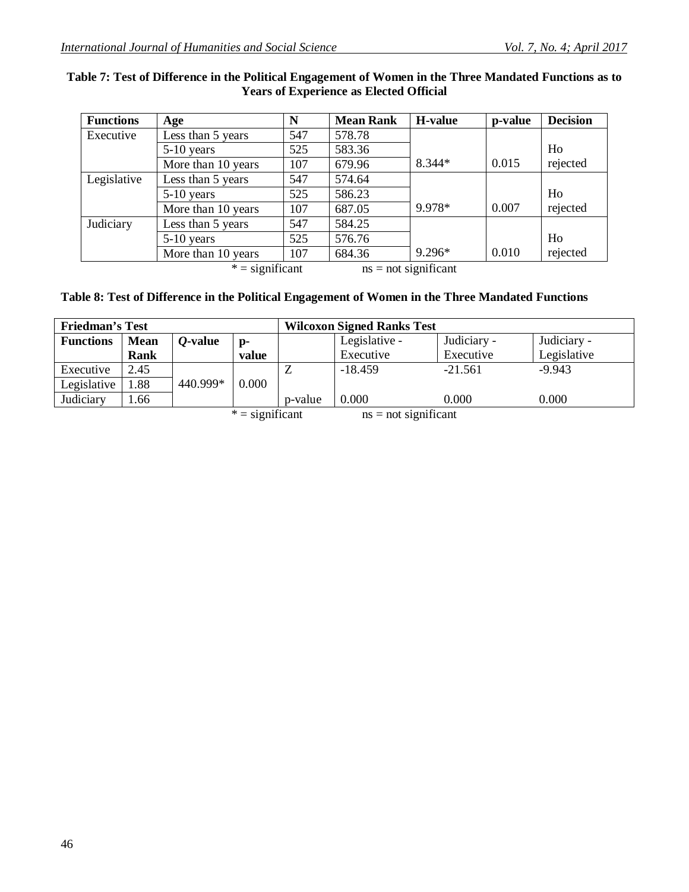**Table 7: Test of Difference in the Political Engagement of Women in the Three Mandated Functions as to Years of Experience as Elected Official**

| Functions | Age | N | Mean Rank | H-value | p-value | Decision |
|---|---|---|---|---|---|---|
| Executive | Less than 5 years | 547 | 578.78 | | | |
| | 5-10 years | 525 | 583.36 | | | Ho |
| | More than 10 years | 107 | 679.96 | 8.344* | 0.015 | rejected |
| Legislative | Less than 5 years | 547 | 574.64 | | | |
| | 5-10 years | 525 | 586.23 | | | Ho |
| | More than 10 years | 107 | 687.05 | 9.978* | 0.007 | rejected |
| Judiciary | Less than 5 years | 547 | 584.25 | | | |
| | 5-10 years | 525 | 576.76 | | | Ho |
| | More than 10 years | 107 | 684.36 | 9.296* | 0.010 | rejected |

\* = significant ns = not significant

**Table 8: Test of Difference in the Political Engagement of Women in the Three Mandated Functions**

| Friedman's Test | | | | Wilcoxon Signed Ranks Test | | | |
|---|---|---|---|---|---|---|---|
| **Functions** | **Mean Rank** | ***Q*-value** | **p-value** | | Legislative - Executive | Judiciary - Executive | Judiciary - Legislative |
| Executive | 2.45 | | | Z | -18.459 | -21.561 | -9.943 |
| Legislative | 1.88 | 440.999* | 0.000 | | | | |
| Judiciary | 1.66 | | | p-value | 0.000 | 0.000 | 0.000 |

\* = significant ns = not significant